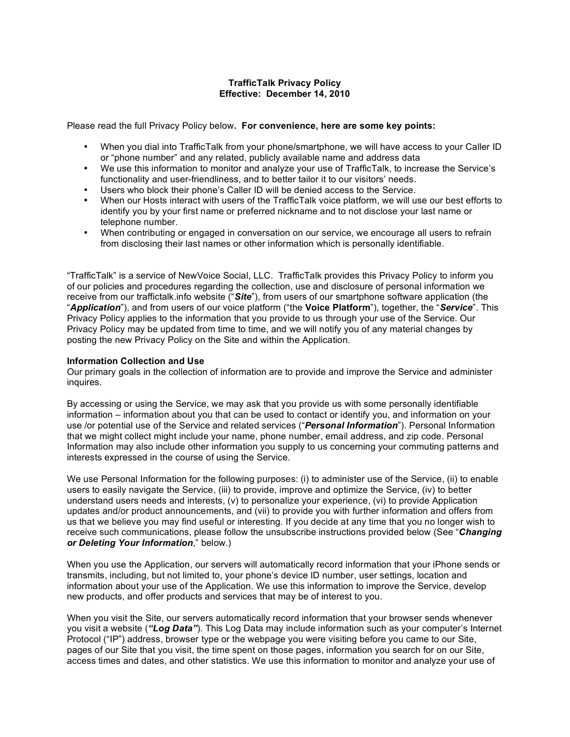**TrafficTalk Privacy Policy**
**Effective: December 14, 2010**

Please read the full Privacy Policy below**. For convenience, here are some key points:**

- When you dial into TrafficTalk from your phone/smartphone, we will have access to your Caller ID or "phone number" and any related, publicly available name and address data
- We use this information to monitor and analyze your use of TrafficTalk, to increase the Service's functionality and user-friendliness, and to better tailor it to our visitors' needs.
- Users who block their phone's Caller ID will be denied access to the Service.
- When our Hosts interact with users of the TrafficTalk voice platform, we will use our best efforts to identify you by your first name or preferred nickname and to not disclose your last name or telephone number.
- When contributing or engaged in conversation on our service, we encourage all users to refrain from disclosing their last names or other information which is personally identifiable.

"TrafficTalk" is a service of NewVoice Social, LLC. TrafficTalk provides this Privacy Policy to inform you of our policies and procedures regarding the collection, use and disclosure of personal information we receive from our traffictalk.info website ("***Site***"), from users of our smartphone software application (the "***Application***"), and from users of our voice platform ("the **Voice Platform**"), together, the "***Service***". This Privacy Policy applies to the information that you provide to us through your use of the Service. Our Privacy Policy may be updated from time to time, and we will notify you of any material changes by posting the new Privacy Policy on the Site and within the Application.

**Information Collection and Use**
Our primary goals in the collection of information are to provide and improve the Service and administer inquires.

By accessing or using the Service, we may ask that you provide us with some personally identifiable information – information about you that can be used to contact or identify you, and information on your use /or potential use of the Service and related services ("***Personal Information***"). Personal Information that we might collect might include your name, phone number, email address, and zip code. Personal Information may also include other information you supply to us concerning your commuting patterns and interests expressed in the course of using the Service.

We use Personal Information for the following purposes: (i) to administer use of the Service, (ii) to enable users to easily navigate the Service, (iii) to provide, improve and optimize the Service, (iv) to better understand users needs and interests, (v) to personalize your experience, (vi) to provide Application updates and/or product announcements, and (vii) to provide you with further information and offers from us that we believe you may find useful or interesting. If you decide at any time that you no longer wish to receive such communications, please follow the unsubscribe instructions provided below (See "***Changing or Deleting Your Information***," below.)

When you use the Application, our servers will automatically record information that your iPhone sends or transmits, including, but not limited to, your phone's device ID number, user settings, location and information about your use of the Application. We use this information to improve the Service, develop new products, and offer products and services that may be of interest to you.

When you visit the Site, our servers automatically record information that your browser sends whenever you visit a website (***"Log Data"***). This Log Data may include information such as your computer's Internet Protocol ("IP") address, browser type or the webpage you were visiting before you came to our Site, pages of our Site that you visit, the time spent on those pages, information you search for on our Site, access times and dates, and other statistics. We use this information to monitor and analyze your use of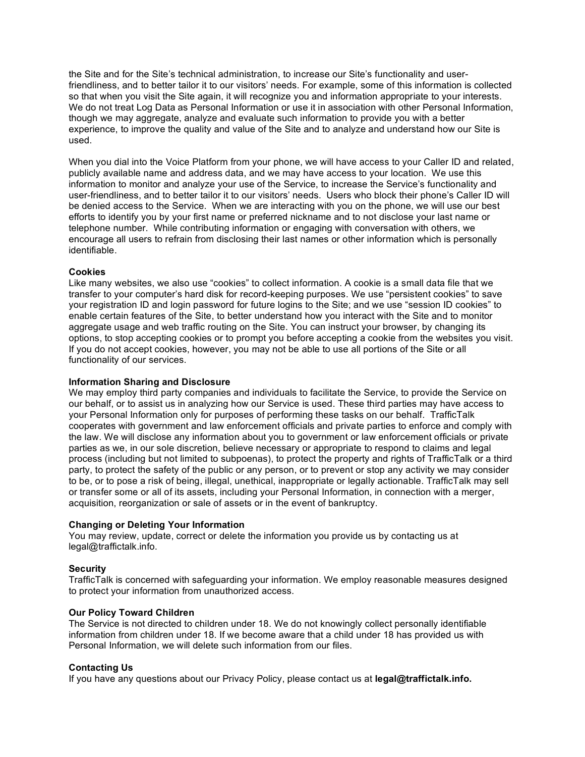the Site and for the Site's technical administration, to increase our Site's functionality and user-friendliness, and to better tailor it to our visitors' needs. For example, some of this information is collected so that when you visit the Site again, it will recognize you and information appropriate to your interests. We do not treat Log Data as Personal Information or use it in association with other Personal Information, though we may aggregate, analyze and evaluate such information to provide you with a better experience, to improve the quality and value of the Site and to analyze and understand how our Site is used.

When you dial into the Voice Platform from your phone, we will have access to your Caller ID and related, publicly available name and address data, and we may have access to your location. We use this information to monitor and analyze your use of the Service, to increase the Service's functionality and user-friendliness, and to better tailor it to our visitors' needs. Users who block their phone's Caller ID will be denied access to the Service. When we are interacting with you on the phone, we will use our best efforts to identify you by your first name or preferred nickname and to not disclose your last name or telephone number. While contributing information or engaging with conversation with others, we encourage all users to refrain from disclosing their last names or other information which is personally identifiable.

**Cookies**

Like many websites, we also use "cookies" to collect information. A cookie is a small data file that we transfer to your computer's hard disk for record-keeping purposes. We use "persistent cookies" to save your registration ID and login password for future logins to the Site; and we use "session ID cookies" to enable certain features of the Site, to better understand how you interact with the Site and to monitor aggregate usage and web traffic routing on the Site. You can instruct your browser, by changing its options, to stop accepting cookies or to prompt you before accepting a cookie from the websites you visit. If you do not accept cookies, however, you may not be able to use all portions of the Site or all functionality of our services.

**Information Sharing and Disclosure**

We may employ third party companies and individuals to facilitate the Service, to provide the Service on our behalf, or to assist us in analyzing how our Service is used. These third parties may have access to your Personal Information only for purposes of performing these tasks on our behalf. TrafficTalk cooperates with government and law enforcement officials and private parties to enforce and comply with the law. We will disclose any information about you to government or law enforcement officials or private parties as we, in our sole discretion, believe necessary or appropriate to respond to claims and legal process (including but not limited to subpoenas), to protect the property and rights of TrafficTalk or a third party, to protect the safety of the public or any person, or to prevent or stop any activity we may consider to be, or to pose a risk of being, illegal, unethical, inappropriate or legally actionable. TrafficTalk may sell or transfer some or all of its assets, including your Personal Information, in connection with a merger, acquisition, reorganization or sale of assets or in the event of bankruptcy.

**Changing or Deleting Your Information**

You may review, update, correct or delete the information you provide us by contacting us at legal@traffictalk.info.

**Security**

TrafficTalk is concerned with safeguarding your information. We employ reasonable measures designed to protect your information from unauthorized access.

**Our Policy Toward Children**

The Service is not directed to children under 18. We do not knowingly collect personally identifiable information from children under 18. If we become aware that a child under 18 has provided us with Personal Information, we will delete such information from our files.

**Contacting Us**

If you have any questions about our Privacy Policy, please contact us at **legal@traffictalk.info.**